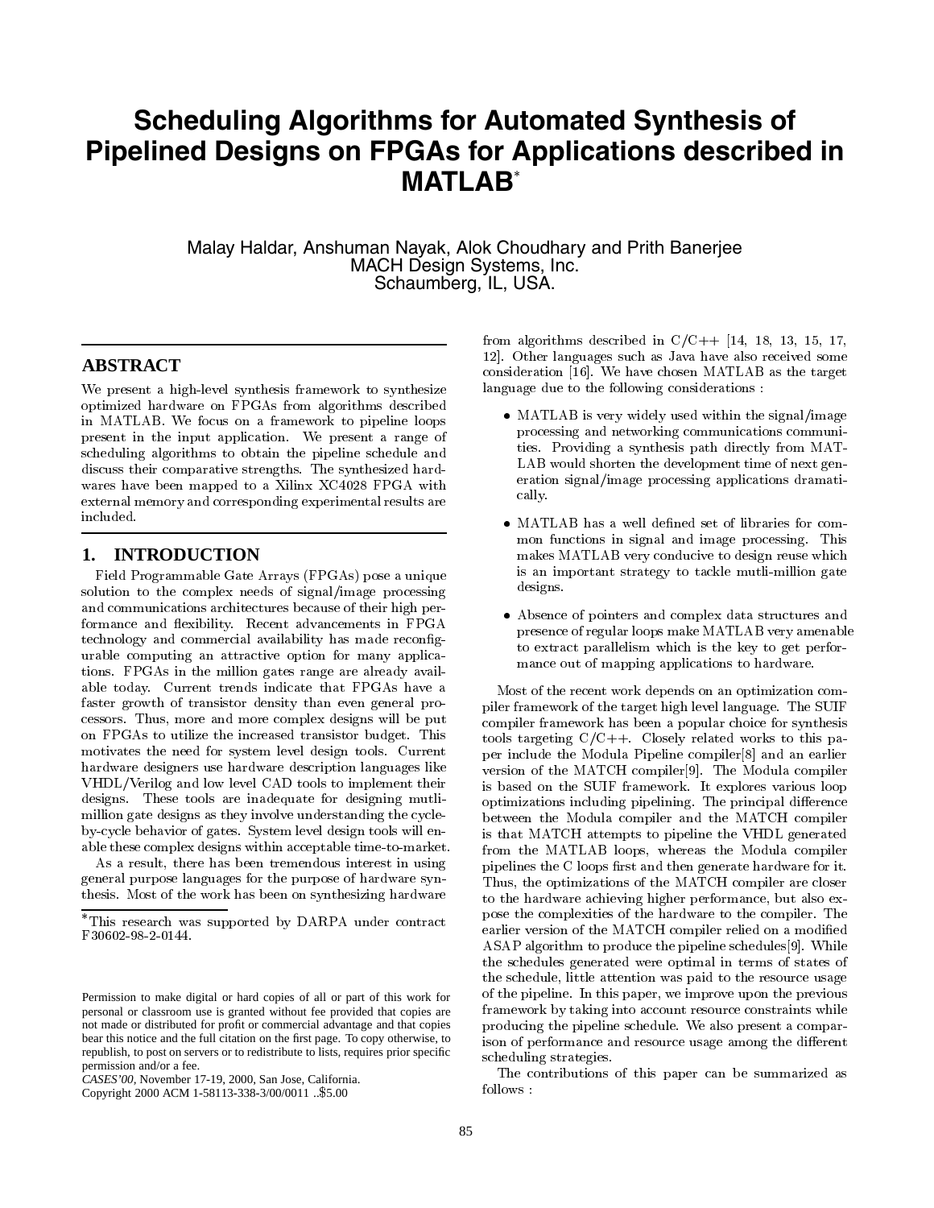# Scheduling Algorithms for Automated Synthesis of Pipelined Designs on FPGAs for Applications described in MATLAB*

Malay Haldar, Anshuman Nayak, Alok Choudhary and Prith Banerjee
MACH Design Systems, Inc.
Schaumberg, IL, USA.

## ABSTRACT

We present a high-level synthesis framework to synthesize optimized hardware on FPGAs from algorithms described in MATLAB. We focus on a framework to pipeline loops present in the input application. We present a range of scheduling algorithms to obtain the pipeline schedule and discuss their comparative strengths. The synthesized hardwares have been mapped to a Xilinx XC4028 FPGA with external memory and corresponding experimental results are included.

## 1. INTRODUCTION

Field Programmable Gate Arrays (FPGAs) pose a unique solution to the complex needs of signal/image processing and communications architectures because of their high performance and flexibility. Recent advancements in FPGA technology and commercial availability has made reconfigurable computing an attractive option for many applications. FPGAs in the million gates range are already available today. Current trends indicate that FPGAs have a faster growth of transistor density than even general processors. Thus, more and more complex designs will be put on FPGAs to utilize the increased transistor budget. This motivates the need for system level design tools. Current hardware designers use hardware description languages like VHDL/Verilog and low level CAD tools to implement their designs. These tools are inadequate for designing mutli-million gate designs as they involve understanding the cycle-by-cycle behavior of gates. System level design tools will enable these complex designs within acceptable time-to-market.

As a result, there has been tremendous interest in using general purpose languages for the purpose of hardware synthesis. Most of the work has been on synthesizing hardware from algorithms described in C/C++ [14, 18, 13, 15, 17, 12]. Other languages such as Java have also received some consideration [16]. We have chosen MATLAB as the target language due to the following considerations :

- MATLAB is very widely used within the signal/image processing and networking communications communities. Providing a synthesis path directly from MATLAB would shorten the development time of next generation signal/image processing applications dramatically.
- MATLAB has a well defined set of libraries for common functions in signal and image processing. This makes MATLAB very conducive to design reuse which is an important strategy to tackle mutli-million gate designs.
- Absence of pointers and complex data structures and presence of regular loops make MATLAB very amenable to extract parallelism which is the key to get performance out of mapping applications to hardware.

Most of the recent work depends on an optimization compiler framework of the target high level language. The SUIF compiler framework has been a popular choice for synthesis tools targeting C/C++. Closely related works to this paper include the Modula Pipeline compiler[8] and an earlier version of the MATCH compiler[9]. The Modula compiler is based on the SUIF framework. It explores various loop optimizations including pipelining. The principal difference between the Modula compiler and the MATCH compiler is that MATCH attempts to pipeline the VHDL generated from the MATLAB loops, whereas the Modula compiler pipelines the C loops first and then generate hardware for it. Thus, the optimizations of the MATCH compiler are closer to the hardware achieving higher performance, but also expose the complexities of the hardware to the compiler. The earlier version of the MATCH compiler relied on a modified ASAP algorithm to produce the pipeline schedules[9]. While the schedules generated were optimal in terms of states of the schedule, little attention was paid to the resource usage of the pipeline. In this paper, we improve upon the previous framework by taking into account resource constraints while producing the pipeline schedule. We also present a comparison of performance and resource usage among the different scheduling strategies.

The contributions of this paper can be summarized as follows :

*This research was supported by DARPA under contract F30602-98-2-0144.

Permission to make digital or hard copies of all or part of this work for personal or classroom use is granted without fee provided that copies are not made or distributed for profit or commercial advantage and that copies bear this notice and the full citation on the first page. To copy otherwise, to republish, to post on servers or to redistribute to lists, requires prior specific permission and/or a fee.
*CASES'00*, November 17-19, 2000, San Jose, California.
Copyright 2000 ACM 1-58113-338-3/00/0011 ..$5.00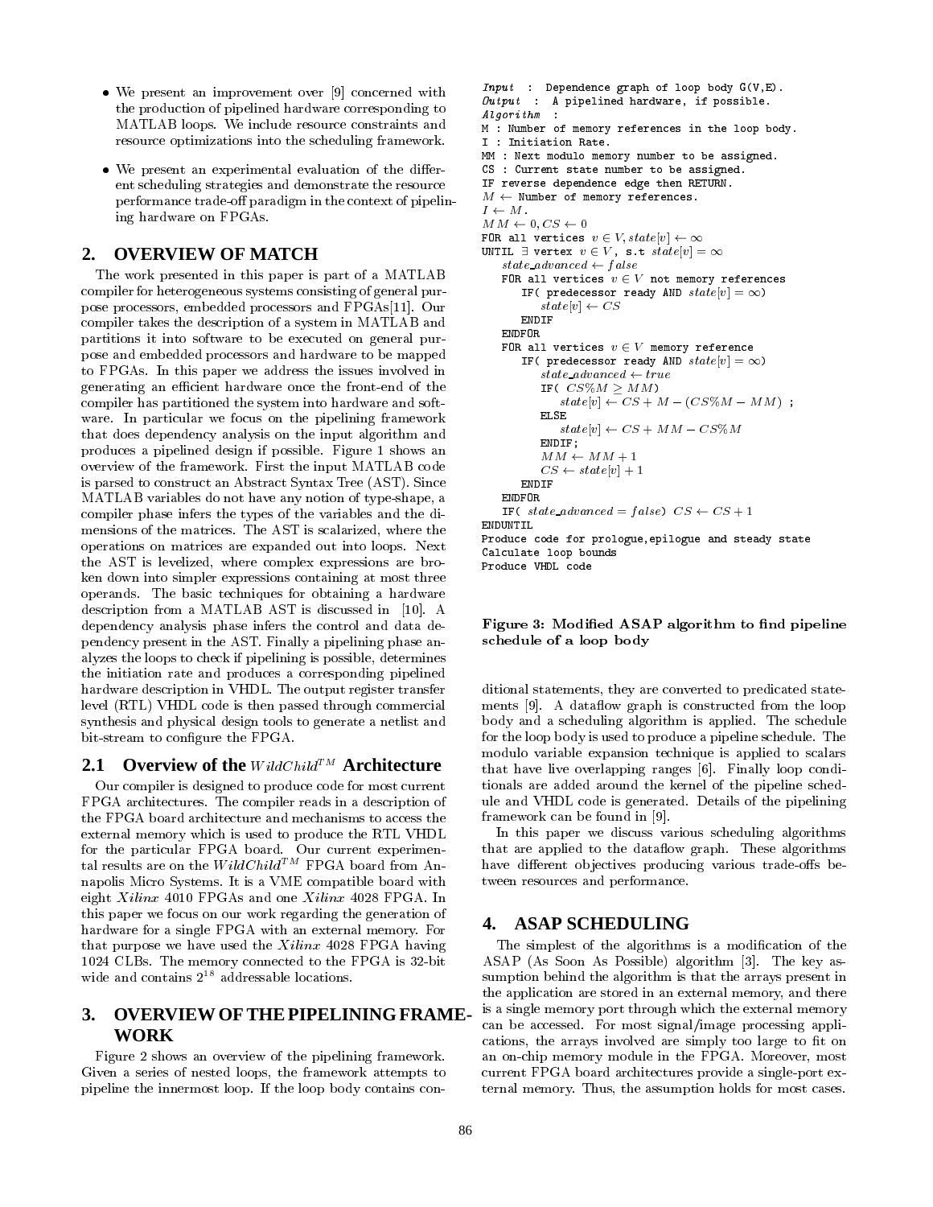- We present an improvement over [9] concerned with the production of pipelined hardware corresponding to MATLAB loops. We include resource constraints and resource optimizations into the scheduling framework.
- We present an experimental evaluation of the different scheduling strategies and demonstrate the resource performance trade-off paradigm in the context of pipelining hardware on FPGAs.

## 2. OVERVIEW OF MATCH

The work presented in this paper is part of a MATLAB compiler for heterogeneous systems consisting of general purpose processors, embedded processors and FPGAs[11]. Our compiler takes the description of a system in MATLAB and partitions it into software to be executed on general purpose and embedded processors and hardware to be mapped to FPGAs. In this paper we address the issues involved in generating an efficient hardware once the front-end of the compiler has partitioned the system into hardware and software. In particular we focus on the pipelining framework that does dependency analysis on the input algorithm and produces a pipelined design if possible. Figure 1 shows an overview of the framework. First the input MATLAB code is parsed to construct an Abstract Syntax Tree (AST). Since MATLAB variables do not have any notion of type-shape, a compiler phase infers the types of the variables and the dimensions of the matrices. The AST is scalarized, where the operations on matrices are expanded out into loops. Next the AST is levelized, where complex expressions are broken down into simpler expressions containing at most three operands. The basic techniques for obtaining a hardware description from a MATLAB AST is discussed in [10]. A dependency analysis phase infers the control and data dependency present in the AST. Finally a pipelining phase analyzes the loops to check if pipelining is possible, determines the initiation rate and produces a corresponding pipelined hardware description in VHDL. The output register transfer level (RTL) VHDL code is then passed through commercial synthesis and physical design tools to generate a netlist and bit-stream to configure the FPGA.

### 2.1 Overview of the $WildChild^{TM}$ Architecture

Our compiler is designed to produce code for most current FPGA architectures. The compiler reads in a description of the FPGA board architecture and mechanisms to access the external memory which is used to produce the RTL VHDL for the particular FPGA board. Our current experimental results are on the $WildChild^{TM}$ FPGA board from Annapolis Micro Systems. It is a VME compatible board with eight *Xilinx* 4010 FPGAs and one *Xilinx* 4028 FPGA. In this paper we focus on our work regarding the generation of hardware for a single FPGA with an external memory. For that purpose we have used the *Xilinx* 4028 FPGA having 1024 CLBs. The memory connected to the FPGA is 32-bit wide and contains $2^{18}$ addressable locations.

## 3. OVERVIEW OF THE PIPELINING FRAMEWORK

Figure 2 shows an overview of the pipelining framework. Given a series of nested loops, the framework attempts to pipeline the innermost loop. If the loop body contains conditional statements, they are converted to predicated statements [9]. A dataflow graph is constructed from the loop body and a scheduling algorithm is applied. The schedule for the loop body is used to produce a pipeline schedule. The modulo variable expansion technique is applied to scalars that have live overlapping ranges [6]. Finally loop conditionals are added around the kernel of the pipeline schedule and VHDL code is generated. Details of the pipelining framework can be found in [9].

In this paper we discuss various scheduling algorithms that are applied to the dataflow graph. These algorithms have different objectives producing various trade-offs between resources and performance.

```
Input  :  Dependence graph of loop body G(V,E).
Output  :  A pipelined hardware, if possible.
Algorithm  :
M : Number of memory references in the loop body.
I : Initiation Rate.
MM : Next modulo memory number to be assigned.
CS : Current state number to be assigned.
IF reverse dependence edge then RETURN.
M ← Number of memory references.
I ← M.
MM ← 0, CS ← 0
FOR all vertices v ∈ V, state[v] ← ∞
UNTIL ∃ vertex v ∈ V , s.t state[v] = ∞
   state_advanced ← false
   FOR all vertices v ∈ V not memory references
      IF( predecessor ready AND state[v] = ∞)
         state[v] ← CS
      ENDIF
   ENDFOR
   FOR all vertices v ∈ V memory reference
      IF( predecessor ready AND state[v] = ∞)
         state_advanced ← true
         IF( CS%M ≥ MM)
            state[v] ← CS + M − (CS%M − MM) ;
         ELSE
            state[v] ← CS + MM − CS%M
         ENDIF;
         MM ← MM + 1
         CS ← state[v] + 1
      ENDIF
   ENDFOR
   IF( state_advanced = false) CS ← CS + 1
ENDUNTIL
Produce code for prologue,epilogue and steady state
Calculate loop bounds
Produce VHDL code
```

**Figure 3: Modified ASAP algorithm to find pipeline schedule of a loop body**

## 4. ASAP SCHEDULING

The simplest of the algorithms is a modification of the ASAP (As Soon As Possible) algorithm [3]. The key assumption behind the algorithm is that the arrays present in the application are stored in an external memory, and there is a single memory port through which the external memory can be accessed. For most signal/image processing applications, the arrays involved are simply too large to fit on an on-chip memory module in the FPGA. Moreover, most current FPGA board architectures provide a single-port external memory. Thus, the assumption holds for most cases.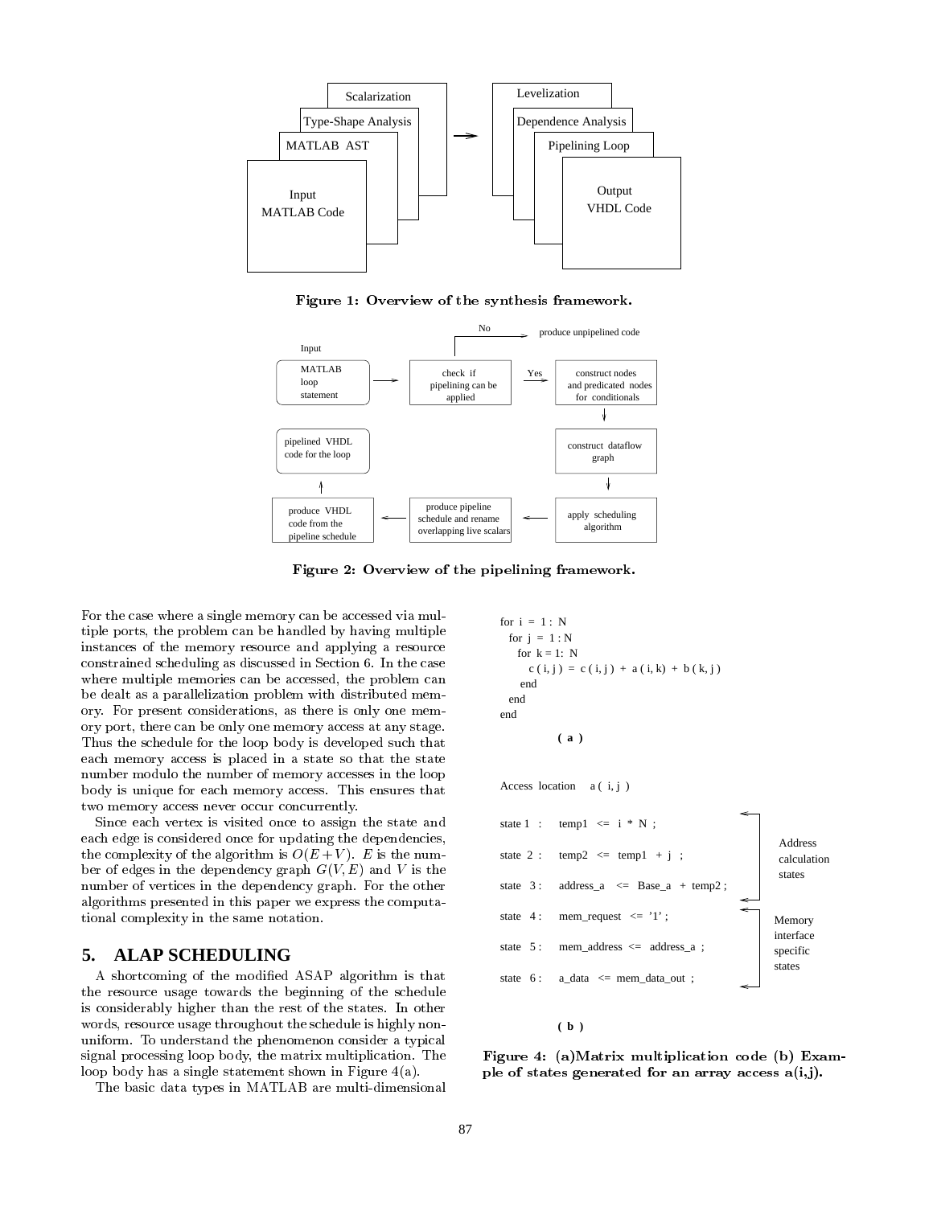Figure 1: Overview of the synthesis framework.

Figure 2: Overview of the pipelining framework.

For the case where a single memory can be accessed via multiple ports, the problem can be handled by having multiple instances of the memory resource and applying a resource constrained scheduling as discussed in Section 6. In the case where multiple memories can be accessed, the problem can be dealt as a parallelization problem with distributed memory. For present considerations, as there is only one memory port, there can be only one memory access at any stage. Thus the schedule for the loop body is developed such that each memory access is placed in a state so that the state number modulo the number of memory accesses in the loop body is unique for each memory access. This ensures that two memory access never occur concurrently.

Since each vertex is visited once to assign the state and each edge is considered once for updating the dependencies, the complexity of the algorithm is $O(E+V)$. $E$ is the number of edges in the dependency graph $G(V,E)$ and $V$ is the number of vertices in the dependency graph. For the other algorithms presented in this paper we express the computational complexity in the same notation.

## 5. ALAP SCHEDULING

A shortcoming of the modified ASAP algorithm is that the resource usage towards the beginning of the schedule is considerably higher than the rest of the states. In other words, resource usage throughout the schedule is highly non-uniform. To understand the phenomenon consider a typical signal processing loop body, the matrix multiplication. The loop body has a single statement shown in Figure 4(a).

The basic data types in MATLAB are multi-dimensional

```
for i = 1 : N
  for j = 1 : N
    for k = 1: N
       c ( i, j ) = c ( i, j ) + a ( i, k) + b ( k, j )
    end
  end
end
```

**( a )**

Access location a ( i, j )

```
state 1 :   temp1  <=  i * N ;            \
state 2 :   temp2  <=  temp1 + j ;         | Address calculation states
state 3 :   address_a  <=  Base_a + temp2 ;/
state 4 :   mem_request  <= '1' ;          \
state 5 :   mem_address <=  address_a ;     | Memory interface specific states
state 6 :   a_data  <=  mem_data_out ;     /
```

**( b )**

Figure 4: (a)Matrix multiplication code (b) Example of states generated for an array access a(i,j).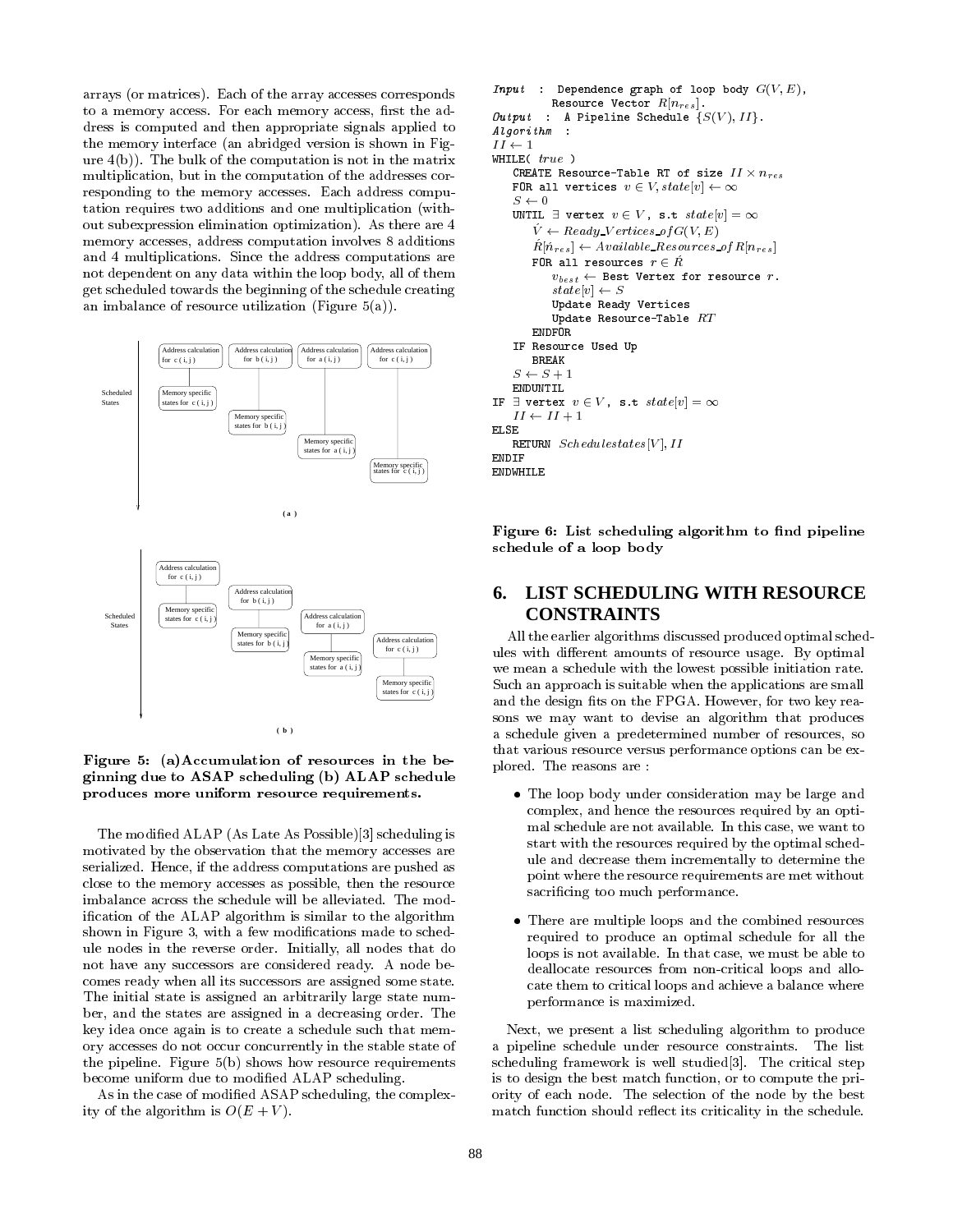arrays (or matrices). Each of the array accesses corresponds to a memory access. For each memory access, first the address is computed and then appropriate signals applied to the memory interface (an abridged version is shown in Figure 4(b)). The bulk of the computation is not in the matrix multiplication, but in the computation of the addresses corresponding to the memory accesses. Each address computation requires two additions and one multiplication (without subexpression elimination optimization). As there are 4 memory accesses, address computation involves 8 additions and 4 multiplications. Since the address computations are not dependent on any data within the loop body, all of them get scheduled towards the beginning of the schedule creating an imbalance of resource utilization (Figure 5(a)).

Figure 5: (a)Accumulation of resources in the beginning due to ASAP scheduling (b) ALAP schedule produces more uniform resource requirements.

The modified ALAP (As Late As Possible)[3] scheduling is motivated by the observation that the memory accesses are serialized. Hence, if the address computations are pushed as close to the memory accesses as possible, then the resource imbalance across the schedule will be alleviated. The modification of the ALAP algorithm is similar to the algorithm shown in Figure 3, with a few modifications made to schedule nodes in the reverse order. Initially, all nodes that do not have any successors are considered ready. A node becomes ready when all its successors are assigned some state. The initial state is assigned an arbitrarily large state number, and the states are assigned in a decreasing order. The key idea once again is to create a schedule such that memory accesses do not occur concurrently in the stable state of the pipeline. Figure 5(b) shows how resource requirements become uniform due to modified ALAP scheduling.

As in the case of modified ASAP scheduling, the complexity of the algorithm is $O(E + V)$.

```
Input  :  Dependence graph of loop body G(V, E),
          Resource Vector R[n_res].
Output  :  A Pipeline Schedule {S(V), II}.
Algorithm  :
II ← 1
WHILE( true )
   CREATE Resource-Table RT of size II × n_res
   FOR all vertices v ∈ V, state[v] ← ∞
   S ← 0
   UNTIL ∃ vertex v ∈ V , s.t state[v] = ∞
      V́ ← Ready_Vertices_of G(V, E)
      Ŕ[ń_res] ← Available_Resources_of R[n_res]
      FOR all resources r ∈ Ŕ
         v_best ← Best Vertex for resource r.
         state[v] ← S
         Update Ready Vertices
         Update Resource-Table RT
      ENDFOR
   IF Resource Used Up
      BREAK
   S ← S + 1
   ENDUNTIL
IF ∃ vertex v ∈ V , s.t state[v] = ∞
   II ← II + 1
ELSE
   RETURN Schedulestates[V], II
ENDIF
ENDWHILE
```

Figure 6: List scheduling algorithm to find pipeline schedule of a loop body

## 6. LIST SCHEDULING WITH RESOURCE CONSTRAINTS

All the earlier algorithms discussed produced optimal schedules with different amounts of resource usage. By optimal we mean a schedule with the lowest possible initiation rate. Such an approach is suitable when the applications are small and the design fits on the FPGA. However, for two key reasons we may want to devise an algorithm that produces a schedule given a predetermined number of resources, so that various resource versus performance options can be explored. The reasons are :

- The loop body under consideration may be large and complex, and hence the resources required by an optimal schedule are not available. In this case, we want to start with the resources required by the optimal schedule and decrease them incrementally to determine the point where the resource requirements are met without sacrificing too much performance.
- There are multiple loops and the combined resources required to produce an optimal schedule for all the loops is not available. In that case, we must be able to deallocate resources from non-critical loops and allocate them to critical loops and achieve a balance where performance is maximized.

Next, we present a list scheduling algorithm to produce a pipeline schedule under resource constraints. The list scheduling framework is well studied[3]. The critical step is to design the best match function, or to compute the priority of each node. The selection of the node by the best match function should reflect its criticality in the schedule.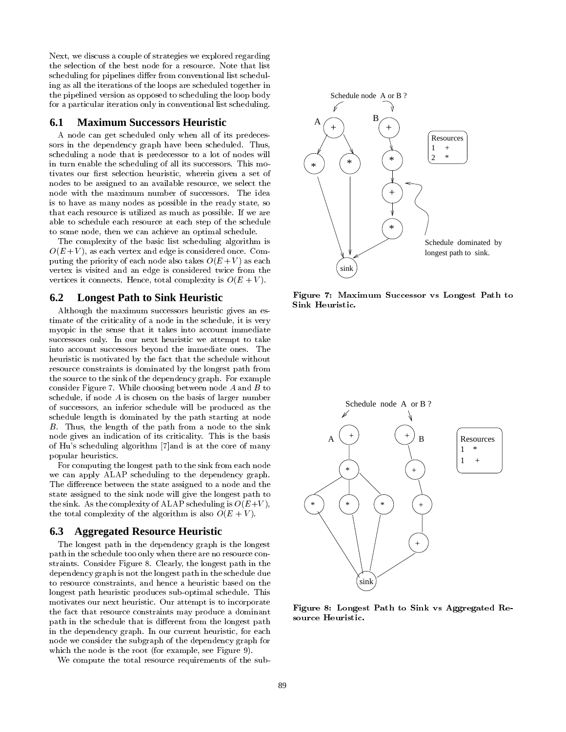Next, we discuss a couple of strategies we explored regarding the selection of the best node for a resource. Note that list scheduling for pipelines differ from conventional list scheduling as all the iterations of the loops are scheduled together in the pipelined version as opposed to scheduling the loop body for a particular iteration only in conventional list scheduling.

## 6.1 Maximum Successors Heuristic

A node can get scheduled only when all of its predecessors in the dependency graph have been scheduled. Thus, scheduling a node that is predecessor to a lot of nodes will in turn enable the scheduling of all its successors. This motivates our first selection heuristic, wherein given a set of nodes to be assigned to an available resource, we select the node with the maximum number of successors. The idea is to have as many nodes as possible in the ready state, so that each resource is utilized as much as possible. If we are able to schedule each resource at each step of the schedule to some node, then we can achieve an optimal schedule.

The complexity of the basic list scheduling algorithm is $O(E+V)$, as each vertex and edge is considered once. Computing the priority of each node also takes $O(E+V)$ as each vertex is visited and an edge is considered twice from the vertices it connects. Hence, total complexity is $O(E+V)$.

## 6.2 Longest Path to Sink Heuristic

Although the maximum successors heuristic gives an estimate of the criticality of a node in the schedule, it is very myopic in the sense that it takes into account immediate successors only. In our next heuristic we attempt to take into account successors beyond the immediate ones. The heuristic is motivated by the fact that the schedule without resource constraints is dominated by the longest path from the source to the sink of the dependency graph. For example consider Figure 7. While choosing between node $A$ and $B$ to schedule, if node $A$ is chosen on the basis of larger number of successors, an inferior schedule will be produced as the schedule length is dominated by the path starting at node $B$. Thus, the length of the path from a node to the sink node gives an indication of its criticality. This is the basis of Hu's scheduling algorithm [7]and is at the core of many popular heuristics.

For computing the longest path to the sink from each node we can apply ALAP scheduling to the dependency graph. The difference between the state assigned to a node and the state assigned to the sink node will give the longest path to the sink. As the complexity of ALAP scheduling is $O(E+V)$, the total complexity of the algorithm is also $O(E+V)$.

## 6.3 Aggregated Resource Heuristic

The longest path in the dependency graph is the longest path in the schedule too only when there are no resource constraints. Consider Figure 8. Clearly, the longest path in the dependency graph is not the longest path in the schedule due to resource constraints, and hence a heuristic based on the longest path heuristic produces sub-optimal schedule. This motivates our next heuristic. Our attempt is to incorporate the fact that resource constraints may produce a dominant path in the schedule that is different from the longest path in the dependency graph. In our current heuristic, for each node we consider the subgraph of the dependency graph for which the node is the root (for example, see Figure 9).

We compute the total resource requirements of the sub-

Schedule node A or B ?

A B

Resources
1 +
2 *

Schedule dominated by longest path to sink.

sink

**Figure 7: Maximum Successor vs Longest Path to Sink Heuristic.**

Schedule node A or B ?

A B

Resources
1 *
1 +

sink

**Figure 8: Longest Path to Sink vs Aggregated Resource Heuristic.**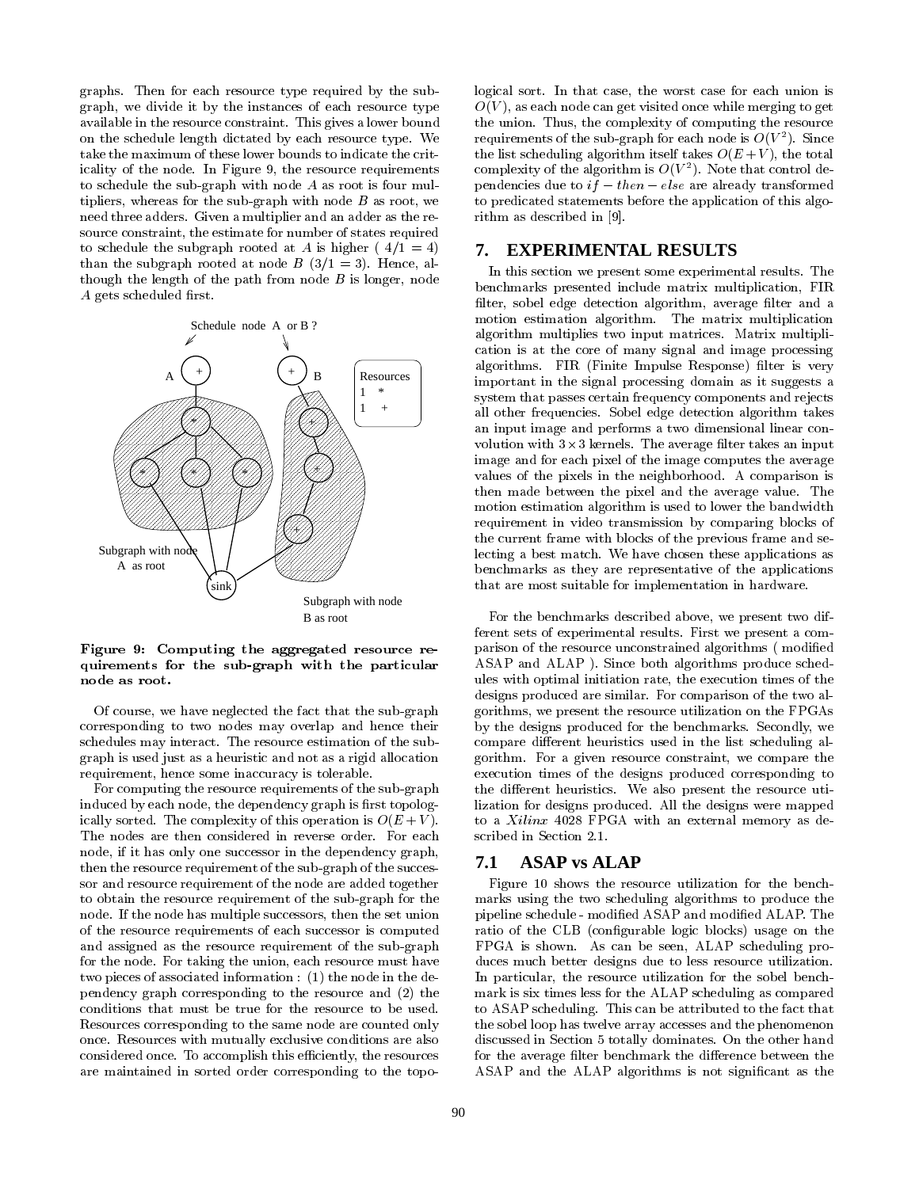graphs. Then for each resource type required by the subgraph, we divide it by the instances of each resource type available in the resource constraint. This gives a lower bound on the schedule length dictated by each resource type. We take the maximum of these lower bounds to indicate the criticality of the node. In Figure 9, the resource requirements to schedule the sub-graph with node $A$ as root is four multipliers, whereas for the sub-graph with node $B$ as root, we need three adders. Given a multiplier and an adder as the resource constraint, the estimate for number of states required to schedule the subgraph rooted at $A$ is higher ( $4/1 = 4$) than the subgraph rooted at node $B$ ($3/1 = 3$). Hence, although the length of the path from node $B$ is longer, node $A$ gets scheduled first.

**Figure 9: Computing the aggregated resource requirements for the sub-graph with the particular node as root.**

Of course, we have neglected the fact that the sub-graph corresponding to two nodes may overlap and hence their schedules may interact. The resource estimation of the subgraph is used just as a heuristic and not as a rigid allocation requirement, hence some inaccuracy is tolerable.

For computing the resource requirements of the sub-graph induced by each node, the dependency graph is first topologically sorted. The complexity of this operation is $O(E+V)$. The nodes are then considered in reverse order. For each node, if it has only one successor in the dependency graph, then the resource requirement of the sub-graph of the successor and resource requirement of the node are added together to obtain the resource requirement of the sub-graph for the node. If the node has multiple successors, then the set union of the resource requirements of each successor is computed and assigned as the resource requirement of the sub-graph for the node. For taking the union, each resource must have two pieces of associated information : (1) the node in the dependency graph corresponding to the resource and (2) the conditions that must be true for the resource to be used. Resources corresponding to the same node are counted only once. Resources with mutually exclusive conditions are also considered once. To accomplish this efficiently, the resources are maintained in sorted order corresponding to the topological sort. In that case, the worst case for each union is $O(V)$, as each node can get visited once while merging to get the union. Thus, the complexity of computing the resource requirements of the sub-graph for each node is $O(V^2)$. Since the list scheduling algorithm itself takes $O(E+V)$, the total complexity of the algorithm is $O(V^2)$. Note that control dependencies due to $if-then-else$ are already transformed to predicated statements before the application of this algorithm as described in [9].

## 7. EXPERIMENTAL RESULTS

In this section we present some experimental results. The benchmarks presented include matrix multiplication, FIR filter, sobel edge detection algorithm, average filter and a motion estimation algorithm. The matrix multiplication algorithm multiplies two input matrices. Matrix multiplication is at the core of many signal and image processing algorithms. FIR (Finite Impulse Response) filter is very important in the signal processing domain as it suggests a system that passes certain frequency components and rejects all other frequencies. Sobel edge detection algorithm takes an input image and performs a two dimensional linear convolution with $3 \times 3$ kernels. The average filter takes an input image and for each pixel of the image computes the average values of the pixels in the neighborhood. A comparison is then made between the pixel and the average value. The motion estimation algorithm is used to lower the bandwidth requirement in video transmission by comparing blocks of the current frame with blocks of the previous frame and selecting a best match. We have chosen these applications as benchmarks as they are representative of the applications that are most suitable for implementation in hardware.

For the benchmarks described above, we present two different sets of experimental results. First we present a comparison of the resource unconstrained algorithms ( modified ASAP and ALAP ). Since both algorithms produce schedules with optimal initiation rate, the execution times of the designs produced are similar. For comparison of the two algorithms, we present the resource utilization on the FPGAs by the designs produced for the benchmarks. Secondly, we compare different heuristics used in the list scheduling algorithm. For a given resource constraint, we compare the execution times of the designs produced corresponding to the different heuristics. We also present the resource utilization for designs produced. All the designs were mapped to a *Xilinx* 4028 FPGA with an external memory as described in Section 2.1.

### 7.1 ASAP vs ALAP

Figure 10 shows the resource utilization for the benchmarks using the two scheduling algorithms to produce the pipeline schedule - modified ASAP and modified ALAP. The ratio of the CLB (configurable logic blocks) usage on the FPGA is shown. As can be seen, ALAP scheduling produces much better designs due to less resource utilization. In particular, the resource utilization for the sobel benchmark is six times less for the ALAP scheduling as compared to ASAP scheduling. This can be attributed to the fact that the sobel loop has twelve array accesses and the phenomenon discussed in Section 5 totally dominates. On the other hand for the average filter benchmark the difference between the ASAP and the ALAP algorithms is not significant as the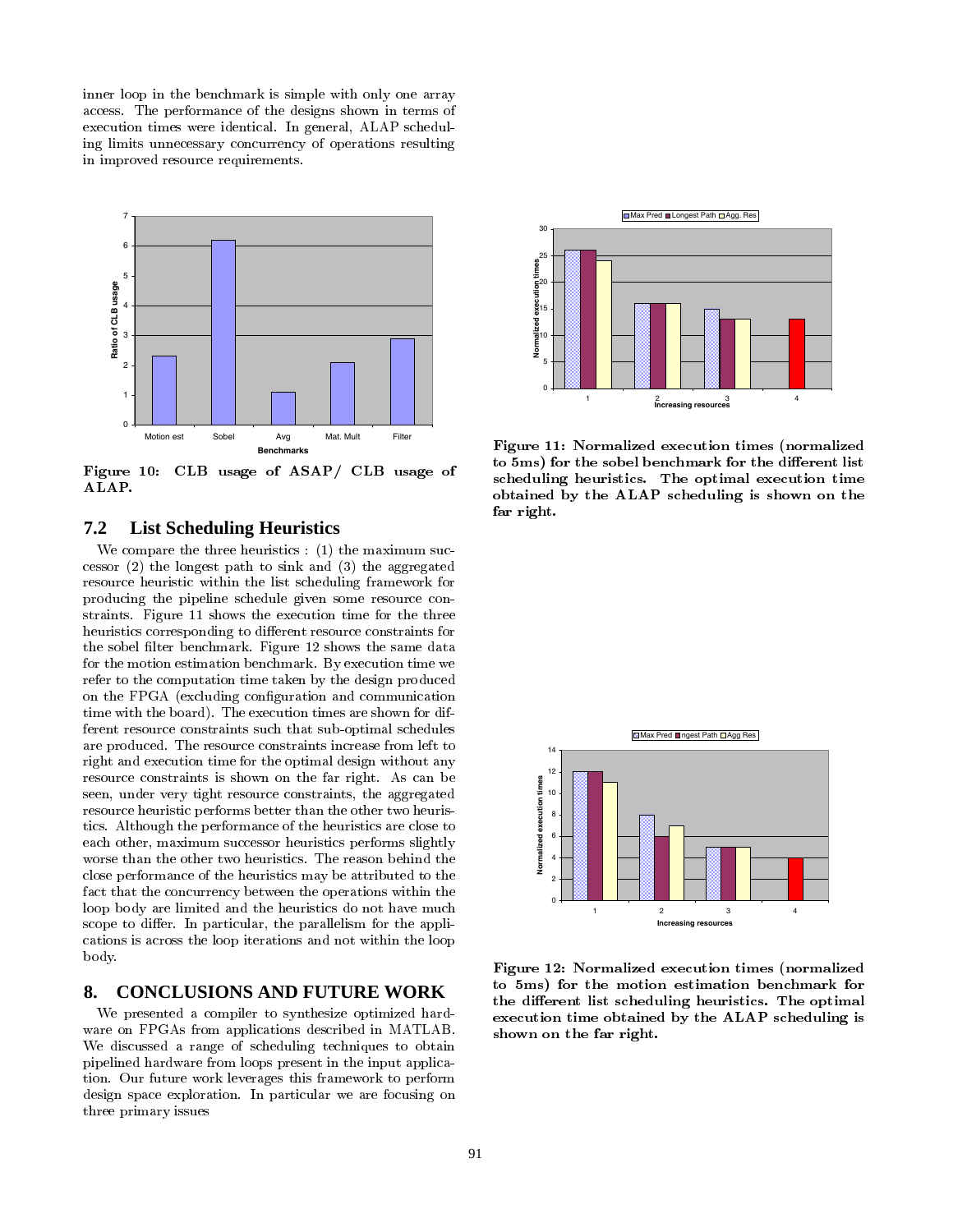inner loop in the benchmark is simple with only one array access. The performance of the designs shown in terms of execution times were identical. In general, ALAP scheduling limits unnecessary concurrency of operations resulting in improved resource requirements.

**Figure 10: CLB usage of ASAP/ CLB usage of ALAP.**

## 7.2 List Scheduling Heuristics

We compare the three heuristics : (1) the maximum successor (2) the longest path to sink and (3) the aggregated resource heuristic within the list scheduling framework for producing the pipeline schedule given some resource constraints. Figure 11 shows the execution time for the three heuristics corresponding to different resource constraints for the sobel filter benchmark. Figure 12 shows the same data for the motion estimation benchmark. By execution time we refer to the computation time taken by the design produced on the FPGA (excluding configuration and communication time with the board). The execution times are shown for different resource constraints such that sub-optimal schedules are produced. The resource constraints increase from left to right and execution time for the optimal design without any resource constraints is shown on the far right. As can be seen, under very tight resource constraints, the aggregated resource heuristic performs better than the other two heuristics. Although the performance of the heuristics are close to each other, maximum successor heuristics performs slightly worse than the other two heuristics. The reason behind the close performance of the heuristics may be attributed to the fact that the concurrency between the operations within the loop body are limited and the heuristics do not have much scope to differ. In particular, the parallelism for the applications is across the loop iterations and not within the loop body.

# 8. CONCLUSIONS AND FUTURE WORK

We presented a compiler to synthesize optimized hardware on FPGAs from applications described in MATLAB. We discussed a range of scheduling techniques to obtain pipelined hardware from loops present in the input application. Our future work leverages this framework to perform design space exploration. In particular we are focusing on three primary issues

**Figure 11: Normalized execution times (normalized to 5ms) for the sobel benchmark for the different list scheduling heuristics. The optimal execution time obtained by the ALAP scheduling is shown on the far right.**

**Figure 12: Normalized execution times (normalized to 5ms) for the motion estimation benchmark for the different list scheduling heuristics. The optimal execution time obtained by the ALAP scheduling is shown on the far right.**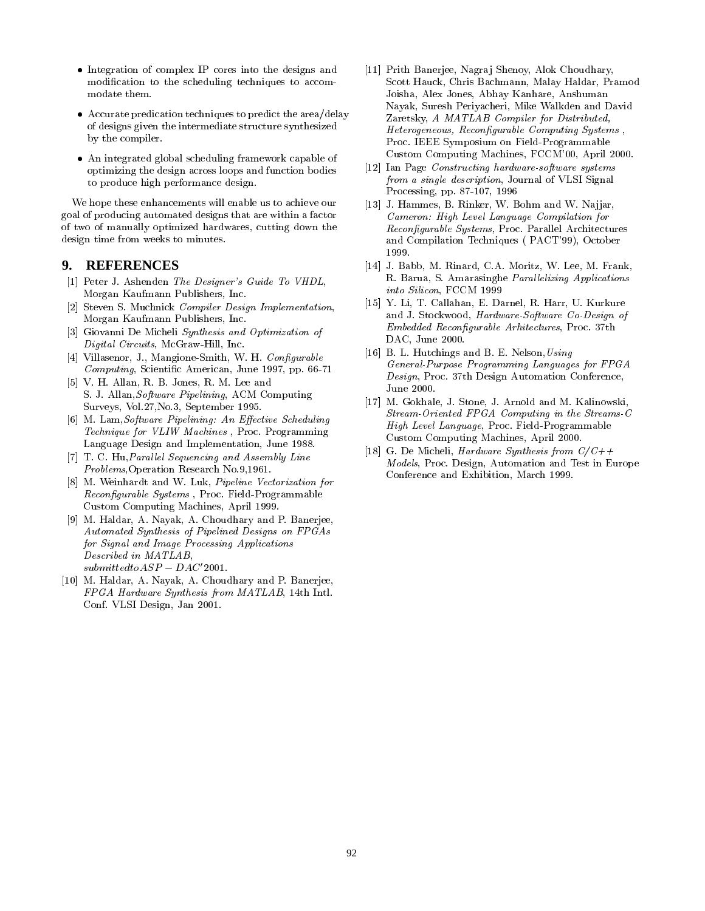- Integration of complex IP cores into the designs and modification to the scheduling techniques to accommodate them.
- Accurate predication techniques to predict the area/delay of designs given the intermediate structure synthesized by the compiler.
- An integrated global scheduling framework capable of optimizing the design across loops and function bodies to produce high performance design.

We hope these enhancements will enable us to achieve our goal of producing automated designs that are within a factor of two of manually optimized hardwares, cutting down the design time from weeks to minutes.

## 9. REFERENCES

[1] Peter J. Ashenden *The Designer's Guide To VHDL*, Morgan Kaufmann Publishers, Inc.

[2] Steven S. Muchnick *Compiler Design Implementation*, Morgan Kaufmann Publishers, Inc.

[3] Giovanni De Micheli *Synthesis and Optimization of Digital Circuits*, McGraw-Hill, Inc.

[4] Villasenor, J., Mangione-Smith, W. H. *Configurable Computing*, Scientific American, June 1997, pp. 66-71

[5] V. H. Allan, R. B. Jones, R. M. Lee and S. J. Allan,*Software Pipelining*, ACM Computing Surveys, Vol.27,No.3, September 1995.

[6] M. Lam,*Software Pipelining: An Effective Scheduling Technique for VLIW Machines* , Proc. Programming Language Design and Implementation, June 1988.

[7] T. C. Hu,*Parallel Sequencing and Assembly Line Problems*,Operation Research No.9,1961.

[8] M. Weinhardt and W. Luk, *Pipeline Vectorization for Reconfigurable Systems* , Proc. Field-Programmable Custom Computing Machines, April 1999.

[9] M. Haldar, A. Nayak, A. Choudhary and P. Banerjee, *Automated Synthesis of Pipelined Designs on FPGAs for Signal and Image Processing Applications Described in MATLAB*, $submitted to ASP-DAC'$2001.

[10] M. Haldar, A. Nayak, A. Choudhary and P. Banerjee, *FPGA Hardware Synthesis from MATLAB*, 14th Intl. Conf. VLSI Design, Jan 2001.

[11] Prith Banerjee, Nagraj Shenoy, Alok Choudhary, Scott Hauck, Chris Bachmann, Malay Haldar, Pramod Joisha, Alex Jones, Abhay Kanhare, Anshuman Nayak, Suresh Periyacheri, Mike Walkden and David Zaretsky, *A MATLAB Compiler for Distributed, Heterogeneous, Reconfigurable Computing Systems* , Proc. IEEE Symposium on Field-Programmable Custom Computing Machines, FCCM'00, April 2000.

[12] Ian Page *Constructing hardware-software systems from a single description*, Journal of VLSI Signal Processing, pp. 87-107, 1996

[13] J. Hammes, B. Rinker, W. Bohm and W. Najjar, *Cameron: High Level Language Compilation for Reconfigurable Systems*, Proc. Parallel Architectures and Compilation Techniques ( PACT'99), October 1999.

[14] J. Babb, M. Rinard, C.A. Moritz, W. Lee, M. Frank, R. Barua, S. Amarasinghe *Parallelizing Applications into Silicon*, FCCM 1999

[15] Y. Li, T. Callahan, E. Darnel, R. Harr, U. Kurkure and J. Stockwood, *Hardware-Software Co-Design of Embedded Reconfigurable Arhitectures*, Proc. 37th DAC, June 2000.

[16] B. L. Hutchings and B. E. Nelson,*Using General-Purpose Programming Languages for FPGA Design*, Proc. 37th Design Automation Conference, June 2000.

[17] M. Gokhale, J. Stone, J. Arnold and M. Kalinowski, *Stream-Oriented FPGA Computing in the Streams-C High Level Language*, Proc. Field-Programmable Custom Computing Machines, April 2000.

[18] G. De Micheli, *Hardware Synthesis from C/C++ Models*, Proc. Design, Automation and Test in Europe Conference and Exhibition, March 1999.